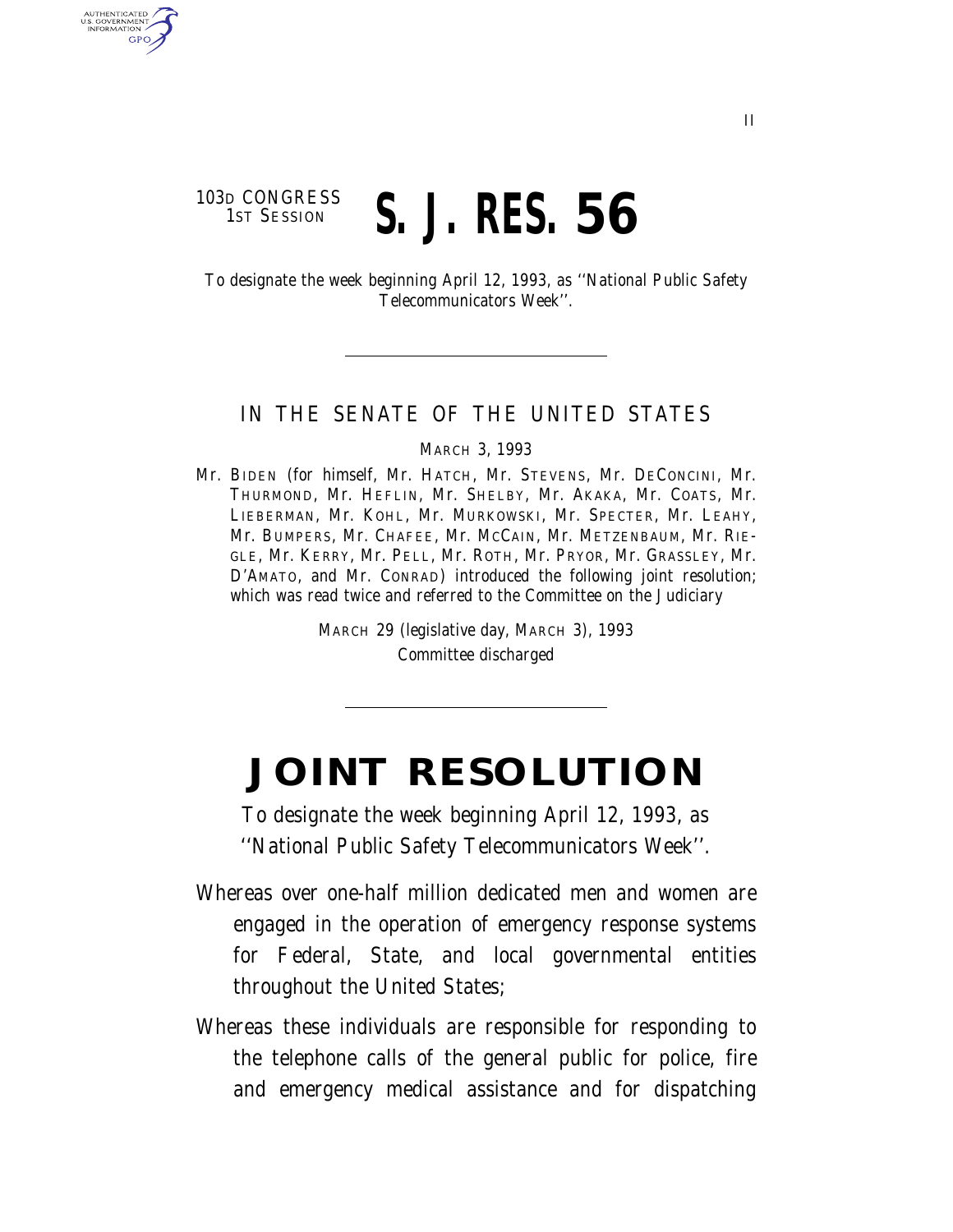103D CONGRESS
1ST SESSION

# S. J. RES. 56

To designate the week beginning April 12, 1993, as ''National Public Safety Telecommunicators Week''.

---

IN THE SENATE OF THE UNITED STATES

MARCH 3, 1993

Mr. BIDEN (for himself, Mr. HATCH, Mr. STEVENS, Mr. DECONCINI, Mr. THURMOND, Mr. HEFLIN, Mr. SHELBY, Mr. AKAKA, Mr. COATS, Mr. LIEBERMAN, Mr. KOHL, Mr. MURKOWSKI, Mr. SPECTER, Mr. LEAHY, Mr. BUMPERS, Mr. CHAFEE, Mr. MCCAIN, Mr. METZENBAUM, Mr. RIEGLE, Mr. KERRY, Mr. PELL, Mr. ROTH, Mr. PRYOR, Mr. GRASSLEY, Mr. D'AMATO, and Mr. CONRAD) introduced the following joint resolution; which was read twice and referred to the Committee on the Judiciary

MARCH 29 (legislative day, MARCH 3), 1993
Committee discharged

---

# JOINT RESOLUTION

To designate the week beginning April 12, 1993, as ''National Public Safety Telecommunicators Week''.

Whereas over one-half million dedicated men and women are engaged in the operation of emergency response systems for Federal, State, and local governmental entities throughout the United States;

Whereas these individuals are responsible for responding to the telephone calls of the general public for police, fire and emergency medical assistance and for dispatching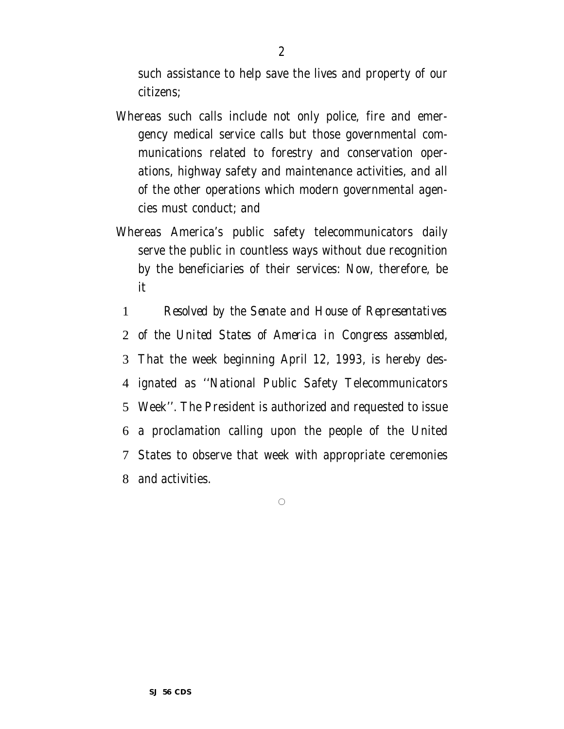such assistance to help save the lives and property of our citizens;

Whereas such calls include not only police, fire and emergency medical service calls but those governmental communications related to forestry and conservation operations, highway safety and maintenance activities, and all of the other operations which modern governmental agencies must conduct; and

Whereas America's public safety telecommunicators daily serve the public in countless ways without due recognition by the beneficiaries of their services: Now, therefore, be it

1 *Resolved by the Senate and House of Representatives*
2 *of the United States of America in Congress assembled,*
3 That the week beginning April 12, 1993, is hereby des-
4 ignated as ''National Public Safety Telecommunicators
5 Week''. The President is authorized and requested to issue
6 a proclamation calling upon the people of the United
7 States to observe that week with appropriate ceremonies
8 and activities.

○